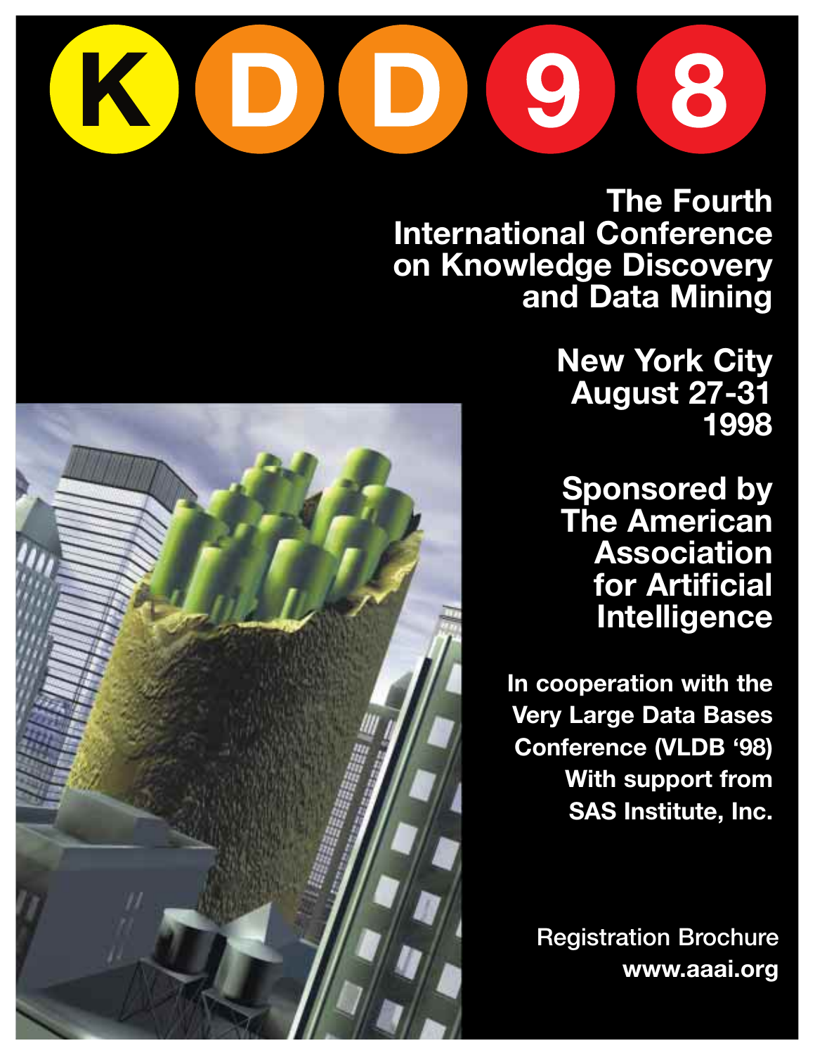# KDD 98

## The Fourth International Conference on Knowledge Discovery and Data Mining

**New York City**
**August 27-31**
**1998**

**Sponsored by The American Association for Artificial Intelligence**

**In cooperation with the Very Large Data Bases Conference (VLDB '98)**
**With support from SAS Institute, Inc.**

Registration Brochure
**www.aaai.org**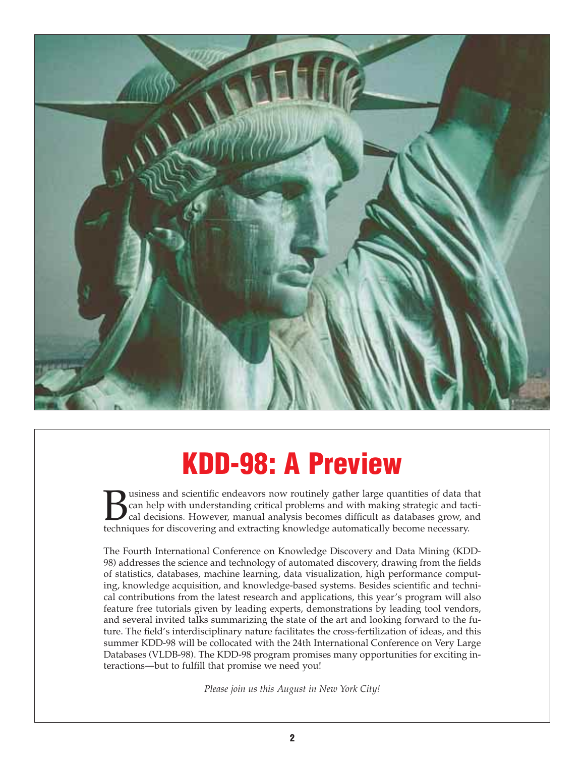# KDD-98: A Preview

Business and scientific endeavors now routinely gather large quantities of data that can help with understanding critical problems and with making strategic and tactical decisions. However, manual analysis becomes difficult as databases grow, and techniques for discovering and extracting knowledge automatically become necessary.

The Fourth International Conference on Knowledge Discovery and Data Mining (KDD-98) addresses the science and technology of automated discovery, drawing from the fields of statistics, databases, machine learning, data visualization, high performance computing, knowledge acquisition, and knowledge-based systems. Besides scientific and technical contributions from the latest research and applications, this year's program will also feature free tutorials given by leading experts, demonstrations by leading tool vendors, and several invited talks summarizing the state of the art and looking forward to the future. The field's interdisciplinary nature facilitates the cross-fertilization of ideas, and this summer KDD-98 will be collocated with the 24th International Conference on Very Large Databases (VLDB-98). The KDD-98 program promises many opportunities for exciting interactions—but to fulfill that promise we need you!

*Please join us this August in New York City!*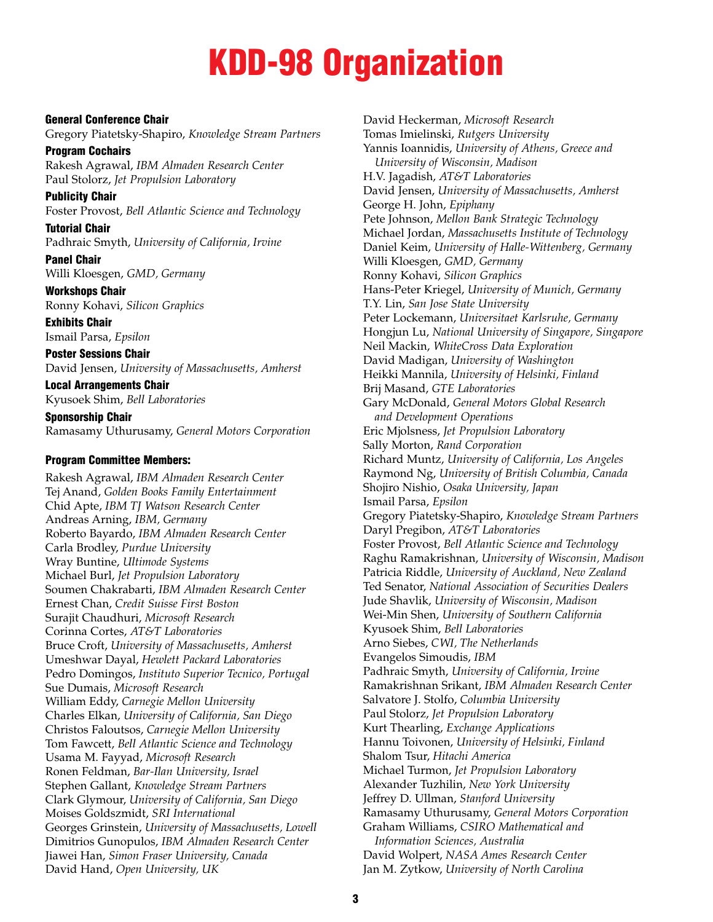# KDD-98 Organization

**General Conference Chair**
Gregory Piatetsky-Shapiro, *Knowledge Stream Partners*

**Program Cochairs**
Rakesh Agrawal, *IBM Almaden Research Center*
Paul Stolorz, *Jet Propulsion Laboratory*

**Publicity Chair**
Foster Provost, *Bell Atlantic Science and Technology*

**Tutorial Chair**
Padhraic Smyth, *University of California, Irvine*

**Panel Chair**
Willi Kloesgen, *GMD, Germany*

**Workshops Chair**
Ronny Kohavi, *Silicon Graphics*

**Exhibits Chair**
Ismail Parsa, *Epsilon*

**Poster Sessions Chair**
David Jensen, *University of Massachusetts, Amherst*

**Local Arrangements Chair**
Kyusoek Shim, *Bell Laboratories*

**Sponsorship Chair**
Ramasamy Uthurusamy, *General Motors Corporation*

**Program Committee Members:**

Rakesh Agrawal, *IBM Almaden Research Center*
Tej Anand, *Golden Books Family Entertainment*
Chid Apte, *IBM TJ Watson Research Center*
Andreas Arning, *IBM, Germany*
Roberto Bayardo, *IBM Almaden Research Center*
Carla Brodley, *Purdue University*
Wray Buntine, *Ultimode Systems*
Michael Burl, *Jet Propulsion Laboratory*
Soumen Chakrabarti, *IBM Almaden Research Center*
Ernest Chan, *Credit Suisse First Boston*
Surajit Chaudhuri, *Microsoft Research*
Corinna Cortes, *AT&T Laboratories*
Bruce Croft, *University of Massachusetts, Amherst*
Umeshwar Dayal, *Hewlett Packard Laboratories*
Pedro Domingos, *Instituto Superior Tecnico, Portugal*
Sue Dumais, *Microsoft Research*
William Eddy, *Carnegie Mellon University*
Charles Elkan, *University of California, San Diego*
Christos Faloutsos, *Carnegie Mellon University*
Tom Fawcett, *Bell Atlantic Science and Technology*
Usama M. Fayyad, *Microsoft Research*
Ronen Feldman, *Bar-Ilan University, Israel*
Stephen Gallant, *Knowledge Stream Partners*
Clark Glymour, *University of California, San Diego*
Moises Goldszmidt, *SRI International*
Georges Grinstein, *University of Massachusetts, Lowell*
Dimitrios Gunopulos, *IBM Almaden Research Center*
Jiawei Han, *Simon Fraser University, Canada*
David Hand, *Open University, UK*
David Heckerman, *Microsoft Research*
Tomas Imielinski, *Rutgers University*
Yannis Ioannidis, *University of Athens, Greece and University of Wisconsin, Madison*
H.V. Jagadish, *AT&T Laboratories*
David Jensen, *University of Massachusetts, Amherst*
George H. John, *Epiphany*
Pete Johnson, *Mellon Bank Strategic Technology*
Michael Jordan, *Massachusetts Institute of Technology*
Daniel Keim, *University of Halle-Wittenberg, Germany*
Willi Kloesgen, *GMD, Germany*
Ronny Kohavi, *Silicon Graphics*
Hans-Peter Kriegel, *University of Munich, Germany*
T.Y. Lin, *San Jose State University*
Peter Lockemann, *Universitaet Karlsruhe, Germany*
Hongjun Lu, *National University of Singapore, Singapore*
Neil Mackin, *WhiteCross Data Exploration*
David Madigan, *University of Washington*
Heikki Mannila, *University of Helsinki, Finland*
Brij Masand, *GTE Laboratories*
Gary McDonald, *General Motors Global Research and Development Operations*
Eric Mjolsness, *Jet Propulsion Laboratory*
Sally Morton, *Rand Corporation*
Richard Muntz, *University of California, Los Angeles*
Raymond Ng, *University of British Columbia, Canada*
Shojiro Nishio, *Osaka University, Japan*
Ismail Parsa, *Epsilon*
Gregory Piatetsky-Shapiro, *Knowledge Stream Partners*
Daryl Pregibon, *AT&T Laboratories*
Foster Provost, *Bell Atlantic Science and Technology*
Raghu Ramakrishnan, *University of Wisconsin, Madison*
Patricia Riddle, *University of Auckland, New Zealand*
Ted Senator, *National Association of Securities Dealers*
Jude Shavlik, *University of Wisconsin, Madison*
Wei-Min Shen, *University of Southern California*
Kyusoek Shim, *Bell Laboratories*
Arno Siebes, *CWI, The Netherlands*
Evangelos Simoudis, *IBM*
Padhraic Smyth, *University of California, Irvine*
Ramakrishnan Srikant, *IBM Almaden Research Center*
Salvatore J. Stolfo, *Columbia University*
Paul Stolorz, *Jet Propulsion Laboratory*
Kurt Thearling, *Exchange Applications*
Hannu Toivonen, *University of Helsinki, Finland*
Shalom Tsur, *Hitachi America*
Michael Turmon, *Jet Propulsion Laboratory*
Alexander Tuzhilin, *New York University*
Jeffrey D. Ullman, *Stanford University*
Ramasamy Uthurusamy, *General Motors Corporation*
Graham Williams, *CSIRO Mathematical and Information Sciences, Australia*
David Wolpert, *NASA Ames Research Center*
Jan M. Zytkow, *University of North Carolina*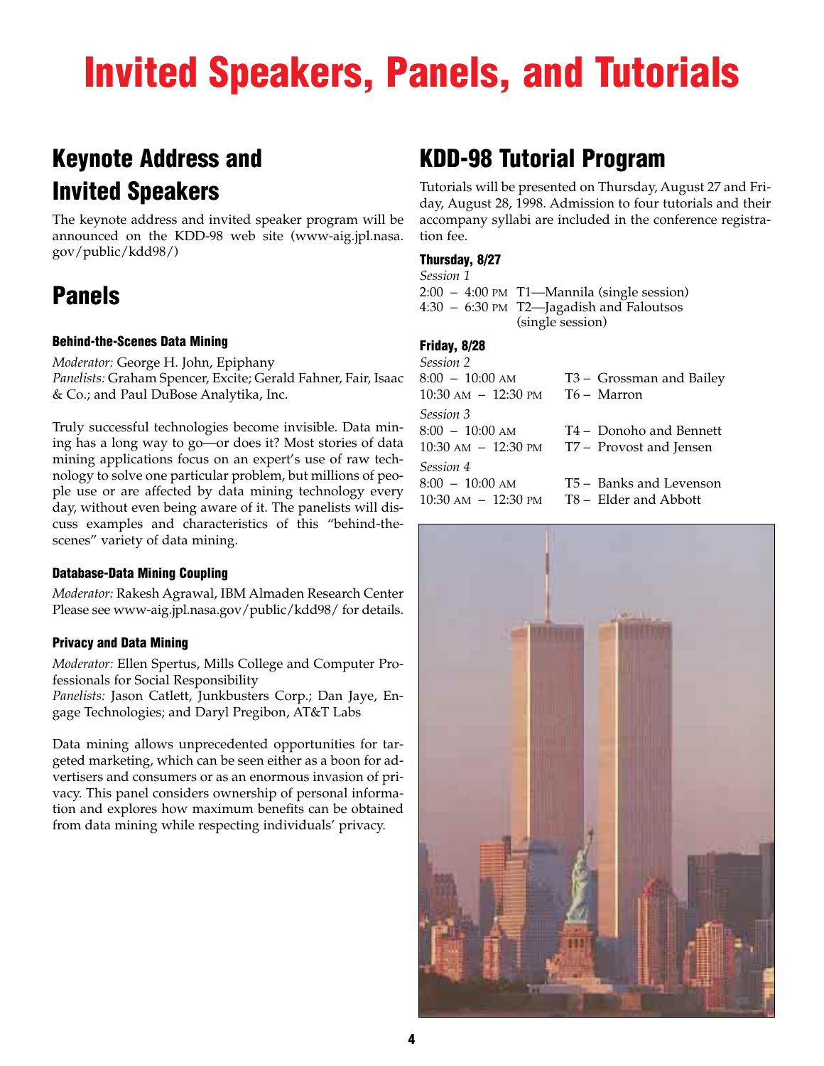# Invited Speakers, Panels, and Tutorials

## Keynote Address and Invited Speakers

The keynote address and invited speaker program will be announced on the KDD-98 web site (www-aig.jpl.nasa.gov/public/kdd98/)

## Panels

### Behind-the-Scenes Data Mining

*Moderator:* George H. John, Epiphany
*Panelists:* Graham Spencer, Excite; Gerald Fahner, Fair, Isaac & Co.; and Paul DuBose Analytika, Inc.

Truly successful technologies become invisible. Data mining has a long way to go—or does it? Most stories of data mining applications focus on an expert's use of raw technology to solve one particular problem, but millions of people use or are affected by data mining technology every day, without even being aware of it. The panelists will discuss examples and characteristics of this "behind-the-scenes" variety of data mining.

### Database-Data Mining Coupling

*Moderator:* Rakesh Agrawal, IBM Almaden Research Center
Please see www-aig.jpl.nasa.gov/public/kdd98/ for details.

### Privacy and Data Mining

*Moderator:* Ellen Spertus, Mills College and Computer Professionals for Social Responsibility
*Panelists:* Jason Catlett, Junkbusters Corp.; Dan Jaye, Engage Technologies; and Daryl Pregibon, AT&T Labs

Data mining allows unprecedented opportunities for targeted marketing, which can be seen either as a boon for advertisers and consumers or as an enormous invasion of privacy. This panel considers ownership of personal information and explores how maximum benefits can be obtained from data mining while respecting individuals' privacy.

## KDD-98 Tutorial Program

Tutorials will be presented on Thursday, August 27 and Friday, August 28, 1998. Admission to four tutorials and their accompany syllabi are included in the conference registration fee.

### Thursday, 8/27

*Session 1*

2:00 – 4:00 PM T1—Mannila (single session)
4:30 – 6:30 PM T2—Jagadish and Faloutsos (single session)

### Friday, 8/28

*Session 2*

8:00 – 10:00 AM T3 – Grossman and Bailey
10:30 AM – 12:30 PM T6 – Marron

*Session 3*

8:00 – 10:00 AM T4 – Donoho and Bennett
10:30 AM – 12:30 PM T7 – Provost and Jensen

*Session 4*

8:00 – 10:00 AM T5 – Banks and Levenson
10:30 AM – 12:30 PM T8 – Elder and Abbott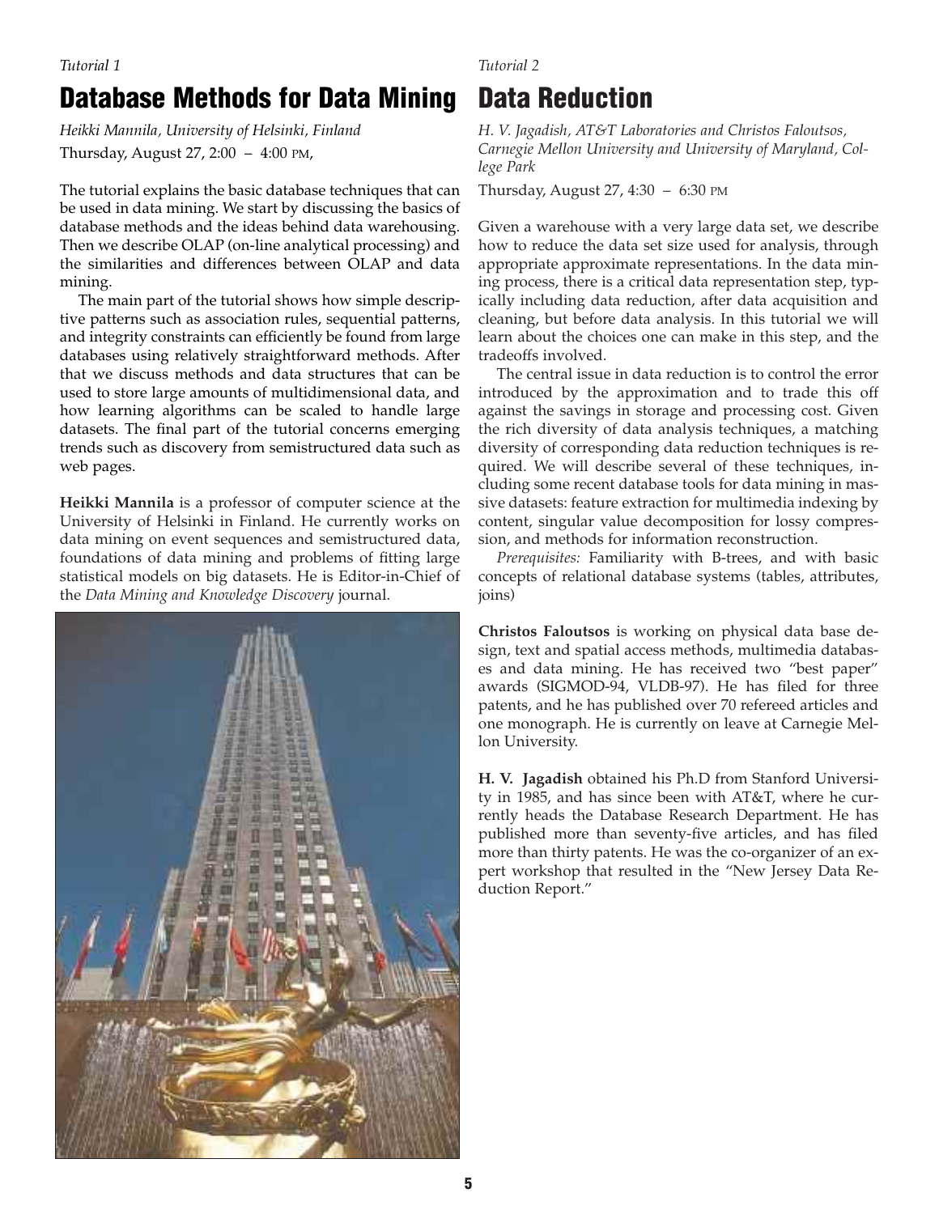*Tutorial 1*

## Database Methods for Data Mining

*Heikki Mannila, University of Helsinki, Finland*

Thursday, August 27, 2:00 – 4:00 PM,

The tutorial explains the basic database techniques that can be used in data mining. We start by discussing the basics of database methods and the ideas behind data warehousing. Then we describe OLAP (on-line analytical processing) and the similarities and differences between OLAP and data mining.

The main part of the tutorial shows how simple descriptive patterns such as association rules, sequential patterns, and integrity constraints can efficiently be found from large databases using relatively straightforward methods. After that we discuss methods and data structures that can be used to store large amounts of multidimensional data, and how learning algorithms can be scaled to handle large datasets. The final part of the tutorial concerns emerging trends such as discovery from semistructured data such as web pages.

**Heikki Mannila** is a professor of computer science at the University of Helsinki in Finland. He currently works on data mining on event sequences and semistructured data, foundations of data mining and problems of fitting large statistical models on big datasets. He is Editor-in-Chief of the *Data Mining and Knowledge Discovery* journal.

*Tutorial 2*

## Data Reduction

*H. V. Jagadish, AT&T Laboratories and Christos Faloutsos, Carnegie Mellon University and University of Maryland, College Park*

Thursday, August 27, 4:30 – 6:30 PM

Given a warehouse with a very large data set, we describe how to reduce the data set size used for analysis, through appropriate approximate representations. In the data mining process, there is a critical data representation step, typically including data reduction, after data acquisition and cleaning, but before data analysis. In this tutorial we will learn about the choices one can make in this step, and the tradeoffs involved.

The central issue in data reduction is to control the error introduced by the approximation and to trade this off against the savings in storage and processing cost. Given the rich diversity of data analysis techniques, a matching diversity of corresponding data reduction techniques is required. We will describe several of these techniques, including some recent database tools for data mining in massive datasets: feature extraction for multimedia indexing by content, singular value decomposition for lossy compression, and methods for information reconstruction.

*Prerequisites:* Familiarity with B-trees, and with basic concepts of relational database systems (tables, attributes, joins)

**Christos Faloutsos** is working on physical data base design, text and spatial access methods, multimedia databases and data mining. He has received two "best paper" awards (SIGMOD-94, VLDB-97). He has filed for three patents, and he has published over 70 refereed articles and one monograph. He is currently on leave at Carnegie Mellon University.

**H. V. Jagadish** obtained his Ph.D from Stanford University in 1985, and has since been with AT&T, where he currently heads the Database Research Department. He has published more than seventy-five articles, and has filed more than thirty patents. He was the co-organizer of an expert workshop that resulted in the "New Jersey Data Reduction Report."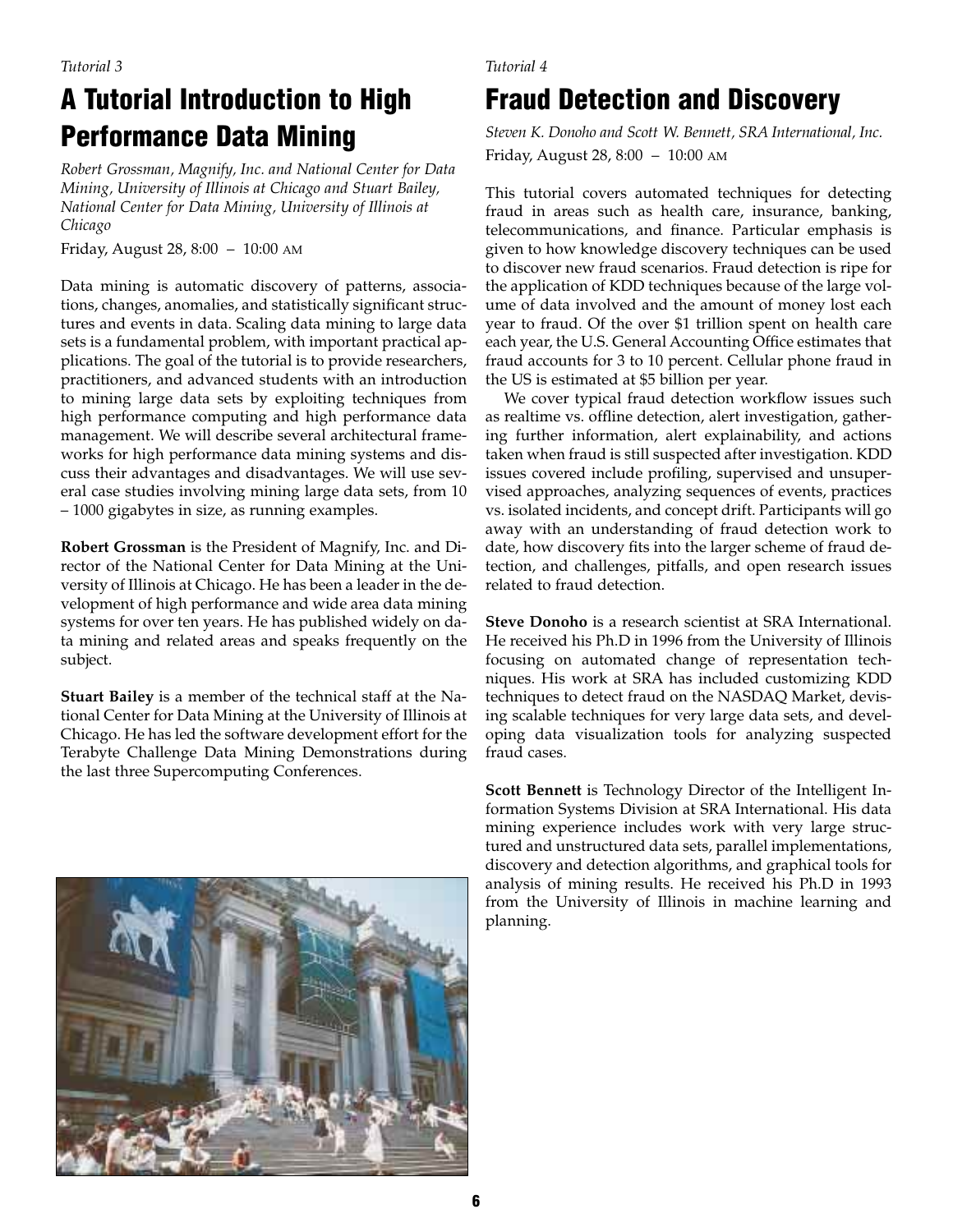*Tutorial 3*

# A Tutorial Introduction to High Performance Data Mining

*Robert Grossman, Magnify, Inc. and National Center for Data Mining, University of Illinois at Chicago and Stuart Bailey, National Center for Data Mining, University of Illinois at Chicago*

Friday, August 28, 8:00 – 10:00 AM

Data mining is automatic discovery of patterns, associations, changes, anomalies, and statistically significant structures and events in data. Scaling data mining to large data sets is a fundamental problem, with important practical applications. The goal of the tutorial is to provide researchers, practitioners, and advanced students with an introduction to mining large data sets by exploiting techniques from high performance computing and high performance data management. We will describe several architectural frameworks for high performance data mining systems and discuss their advantages and disadvantages. We will use several case studies involving mining large data sets, from 10 – 1000 gigabytes in size, as running examples.

**Robert Grossman** is the President of Magnify, Inc. and Director of the National Center for Data Mining at the University of Illinois at Chicago. He has been a leader in the development of high performance and wide area data mining systems for over ten years. He has published widely on data mining and related areas and speaks frequently on the subject.

**Stuart Bailey** is a member of the technical staff at the National Center for Data Mining at the University of Illinois at Chicago. He has led the software development effort for the Terabyte Challenge Data Mining Demonstrations during the last three Supercomputing Conferences.

*Tutorial 4*

# Fraud Detection and Discovery

*Steven K. Donoho and Scott W. Bennett, SRA International, Inc.*

Friday, August 28, 8:00 – 10:00 AM

This tutorial covers automated techniques for detecting fraud in areas such as health care, insurance, banking, telecommunications, and finance. Particular emphasis is given to how knowledge discovery techniques can be used to discover new fraud scenarios. Fraud detection is ripe for the application of KDD techniques because of the large volume of data involved and the amount of money lost each year to fraud. Of the over $1 trillion spent on health care each year, the U.S. General Accounting Office estimates that fraud accounts for 3 to 10 percent. Cellular phone fraud in the US is estimated at $5 billion per year.

We cover typical fraud detection workflow issues such as realtime vs. offline detection, alert investigation, gathering further information, alert explainability, and actions taken when fraud is still suspected after investigation. KDD issues covered include profiling, supervised and unsupervised approaches, analyzing sequences of events, practices vs. isolated incidents, and concept drift. Participants will go away with an understanding of fraud detection work to date, how discovery fits into the larger scheme of fraud detection, and challenges, pitfalls, and open research issues related to fraud detection.

**Steve Donoho** is a research scientist at SRA International. He received his Ph.D in 1996 from the University of Illinois focusing on automated change of representation techniques. His work at SRA has included customizing KDD techniques to detect fraud on the NASDAQ Market, devising scalable techniques for very large data sets, and developing data visualization tools for analyzing suspected fraud cases.

**Scott Bennett** is Technology Director of the Intelligent Information Systems Division at SRA International. His data mining experience includes work with very large structured and unstructured data sets, parallel implementations, discovery and detection algorithms, and graphical tools for analysis of mining results. He received his Ph.D in 1993 from the University of Illinois in machine learning and planning.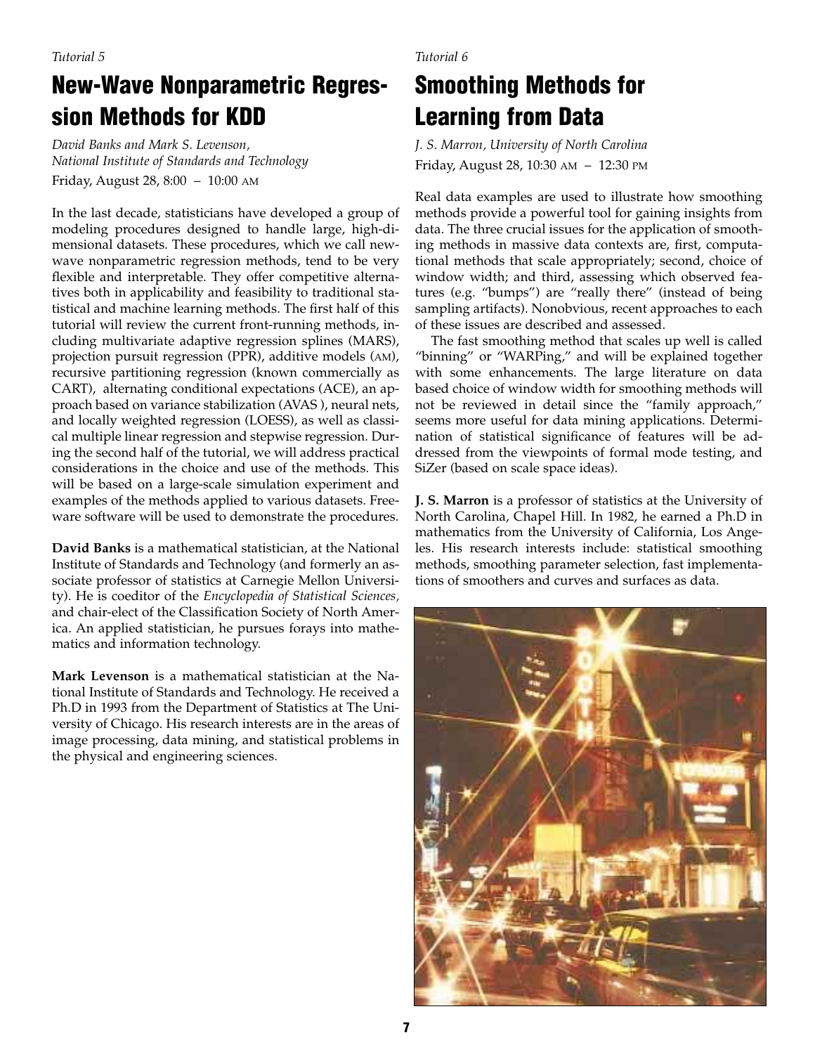*Tutorial 5*

# New-Wave Nonparametric Regression Methods for KDD

*David Banks and Mark S. Levenson,*
*National Institute of Standards and Technology*
Friday, August 28, 8:00 – 10:00 AM

In the last decade, statisticians have developed a group of modeling procedures designed to handle large, high-dimensional datasets. These procedures, which we call new-wave nonparametric regression methods, tend to be very flexible and interpretable. They offer competitive alternatives both in applicability and feasibility to traditional statistical and machine learning methods. The first half of this tutorial will review the current front-running methods, including multivariate adaptive regression splines (MARS), projection pursuit regression (PPR), additive models (AM), recursive partitioning regression (known commercially as CART), alternating conditional expectations (ACE), an approach based on variance stabilization (AVAS ), neural nets, and locally weighted regression (LOESS), as well as classical multiple linear regression and stepwise regression. During the second half of the tutorial, we will address practical considerations in the choice and use of the methods. This will be based on a large-scale simulation experiment and examples of the methods applied to various datasets. Freeware software will be used to demonstrate the procedures.

**David Banks** is a mathematical statistician, at the National Institute of Standards and Technology (and formerly an associate professor of statistics at Carnegie Mellon University). He is coeditor of the *Encyclopedia of Statistical Sciences,* and chair-elect of the Classification Society of North America. An applied statistician, he pursues forays into mathematics and information technology.

**Mark Levenson** is a mathematical statistician at the National Institute of Standards and Technology. He received a Ph.D in 1993 from the Department of Statistics at The University of Chicago. His research interests are in the areas of image processing, data mining, and statistical problems in the physical and engineering sciences.

*Tutorial 6*

# Smoothing Methods for Learning from Data

*J. S. Marron, University of North Carolina*
Friday, August 28, 10:30 AM – 12:30 PM

Real data examples are used to illustrate how smoothing methods provide a powerful tool for gaining insights from data. The three crucial issues for the application of smoothing methods in massive data contexts are, first, computational methods that scale appropriately; second, choice of window width; and third, assessing which observed features (e.g. "bumps") are "really there" (instead of being sampling artifacts). Nonobvious, recent approaches to each of these issues are described and assessed.

The fast smoothing method that scales up well is called "binning" or "WARPing," and will be explained together with some enhancements. The large literature on data based choice of window width for smoothing methods will not be reviewed in detail since the "family approach," seems more useful for data mining applications. Determination of statistical significance of features will be addressed from the viewpoints of formal mode testing, and SiZer (based on scale space ideas).

**J. S. Marron** is a professor of statistics at the University of North Carolina, Chapel Hill. In 1982, he earned a Ph.D in mathematics from the University of California, Los Angeles. His research interests include: statistical smoothing methods, smoothing parameter selection, fast implementations of smoothers and curves and surfaces as data.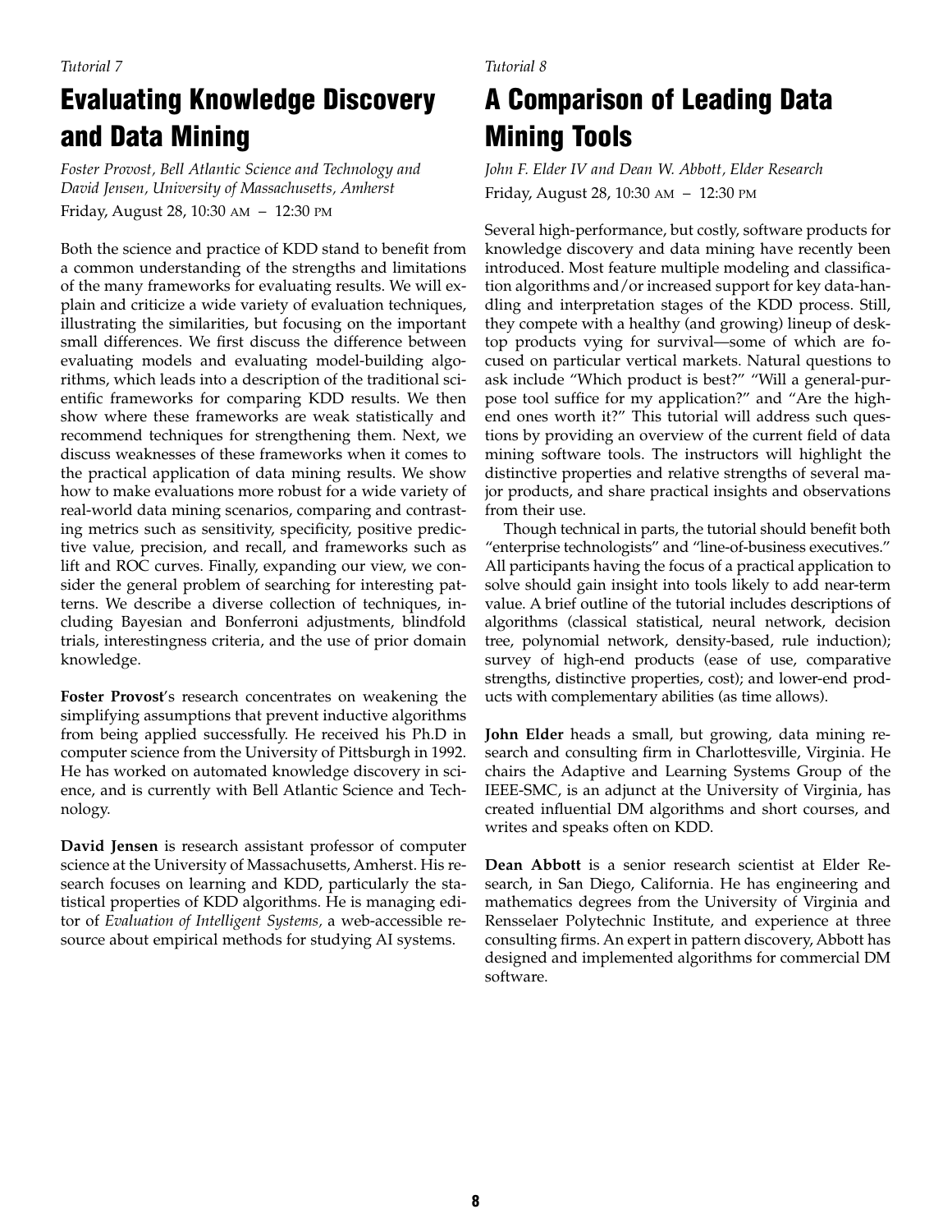*Tutorial 7*

# Evaluating Knowledge Discovery and Data Mining

*Foster Provost, Bell Atlantic Science and Technology and David Jensen, University of Massachusetts, Amherst*

Friday, August 28, 10:30 AM – 12:30 PM

Both the science and practice of KDD stand to benefit from a common understanding of the strengths and limitations of the many frameworks for evaluating results. We will explain and criticize a wide variety of evaluation techniques, illustrating the similarities, but focusing on the important small differences. We first discuss the difference between evaluating models and evaluating model-building algorithms, which leads into a description of the traditional scientific frameworks for comparing KDD results. We then show where these frameworks are weak statistically and recommend techniques for strengthening them. Next, we discuss weaknesses of these frameworks when it comes to the practical application of data mining results. We show how to make evaluations more robust for a wide variety of real-world data mining scenarios, comparing and contrasting metrics such as sensitivity, specificity, positive predictive value, precision, and recall, and frameworks such as lift and ROC curves. Finally, expanding our view, we consider the general problem of searching for interesting patterns. We describe a diverse collection of techniques, including Bayesian and Bonferroni adjustments, blindfold trials, interestingness criteria, and the use of prior domain knowledge.

**Foster Provost**'s research concentrates on weakening the simplifying assumptions that prevent inductive algorithms from being applied successfully. He received his Ph.D in computer science from the University of Pittsburgh in 1992. He has worked on automated knowledge discovery in science, and is currently with Bell Atlantic Science and Technology.

**David Jensen** is research assistant professor of computer science at the University of Massachusetts, Amherst. His research focuses on learning and KDD, particularly the statistical properties of KDD algorithms. He is managing editor of *Evaluation of Intelligent Systems,* a web-accessible resource about empirical methods for studying AI systems.

*Tutorial 8*

# A Comparison of Leading Data Mining Tools

*John F. Elder IV and Dean W. Abbott, Elder Research*

Friday, August 28, 10:30 AM – 12:30 PM

Several high-performance, but costly, software products for knowledge discovery and data mining have recently been introduced. Most feature multiple modeling and classification algorithms and/or increased support for key data-handling and interpretation stages of the KDD process. Still, they compete with a healthy (and growing) lineup of desktop products vying for survival—some of which are focused on particular vertical markets. Natural questions to ask include "Which product is best?" "Will a general-purpose tool suffice for my application?" and "Are the high-end ones worth it?" This tutorial will address such questions by providing an overview of the current field of data mining software tools. The instructors will highlight the distinctive properties and relative strengths of several major products, and share practical insights and observations from their use.

Though technical in parts, the tutorial should benefit both "enterprise technologists" and "line-of-business executives." All participants having the focus of a practical application to solve should gain insight into tools likely to add near-term value. A brief outline of the tutorial includes descriptions of algorithms (classical statistical, neural network, decision tree, polynomial network, density-based, rule induction); survey of high-end products (ease of use, comparative strengths, distinctive properties, cost); and lower-end products with complementary abilities (as time allows).

**John Elder** heads a small, but growing, data mining research and consulting firm in Charlottesville, Virginia. He chairs the Adaptive and Learning Systems Group of the IEEE-SMC, is an adjunct at the University of Virginia, has created influential DM algorithms and short courses, and writes and speaks often on KDD.

**Dean Abbott** is a senior research scientist at Elder Research, in San Diego, California. He has engineering and mathematics degrees from the University of Virginia and Rensselaer Polytechnic Institute, and experience at three consulting firms. An expert in pattern discovery, Abbott has designed and implemented algorithms for commercial DM software.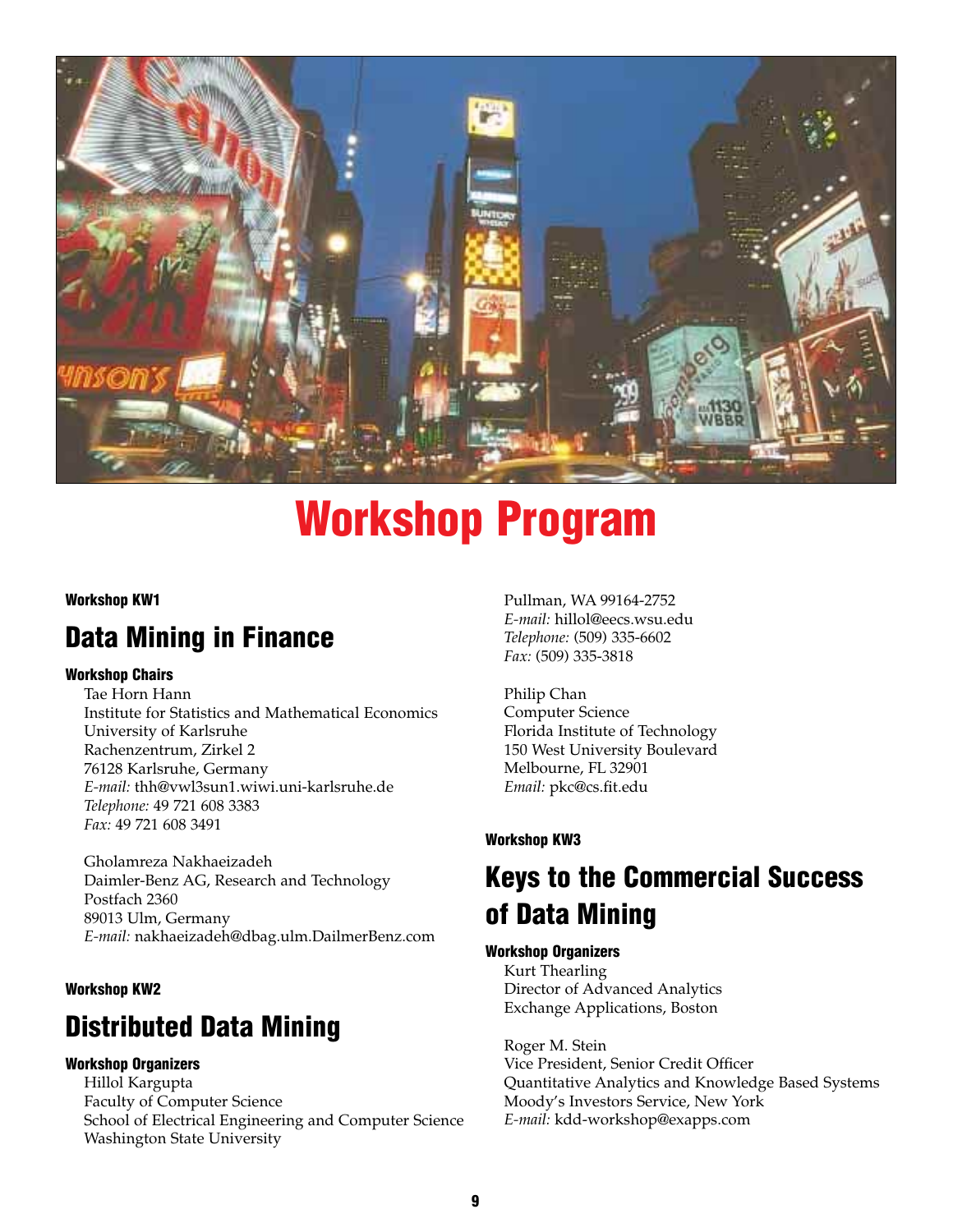# Workshop Program

**Workshop KW1**

## Data Mining in Finance

**Workshop Chairs**

Tae Horn Hann
Institute for Statistics and Mathematical Economics
University of Karlsruhe
Rachenzentrum, Zirkel 2
76128 Karlsruhe, Germany
*E-mail:* thh@vwl3sun1.wiwi.uni-karlsruhe.de
*Telephone:* 49 721 608 3383
*Fax:* 49 721 608 3491

Gholamreza Nakhaeizadeh
Daimler-Benz AG, Research and Technology
Postfach 2360
89013 Ulm, Germany
*E-mail:* nakhaeizadeh@dbag.ulm.DailmerBenz.com

**Workshop KW2**

## Distributed Data Mining

**Workshop Organizers**

Hillol Kargupta
Faculty of Computer Science
School of Electrical Engineering and Computer Science
Washington State University
Pullman, WA 99164-2752
*E-mail:* hillol@eecs.wsu.edu
*Telephone:* (509) 335-6602
*Fax:* (509) 335-3818

Philip Chan
Computer Science
Florida Institute of Technology
150 West University Boulevard
Melbourne, FL 32901
*Email:* pkc@cs.fit.edu

**Workshop KW3**

## Keys to the Commercial Success of Data Mining

**Workshop Organizers**

Kurt Thearling
Director of Advanced Analytics
Exchange Applications, Boston

Roger M. Stein
Vice President, Senior Credit Officer
Quantitative Analytics and Knowledge Based Systems
Moody's Investors Service, New York
*E-mail:* kdd-workshop@exapps.com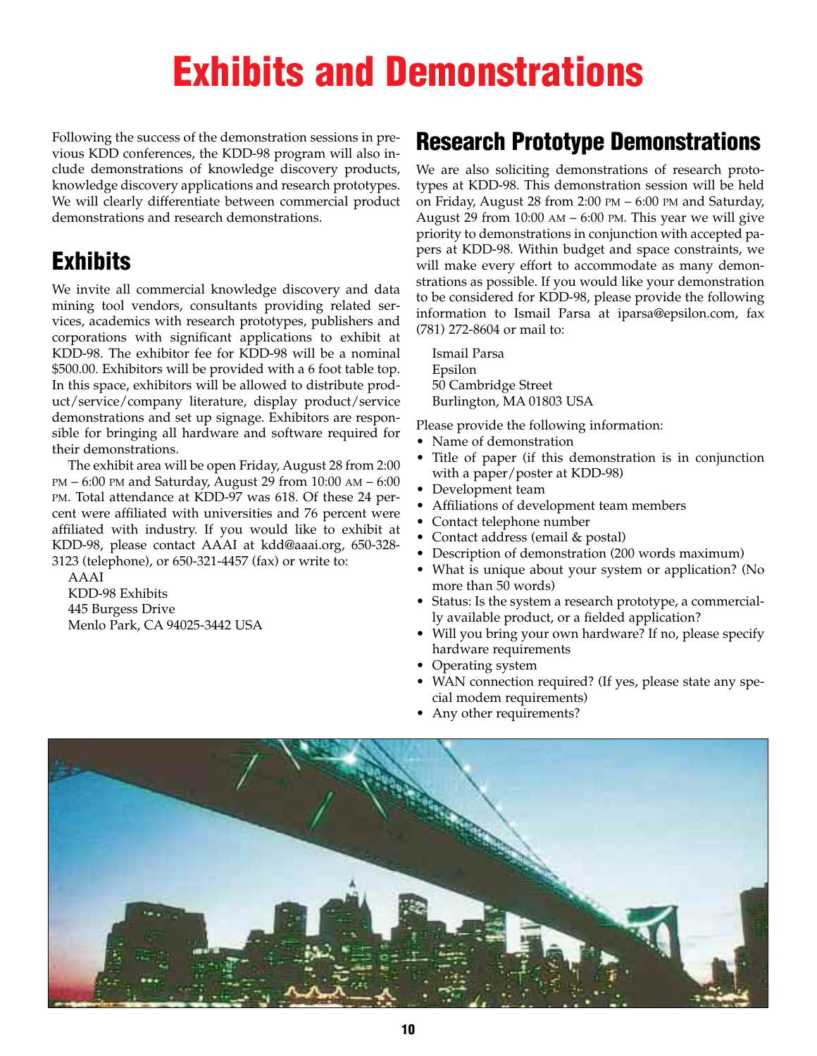# Exhibits and Demonstrations

Following the success of the demonstration sessions in previous KDD conferences, the KDD-98 program will also include demonstrations of knowledge discovery products, knowledge discovery applications and research prototypes. We will clearly differentiate between commercial product demonstrations and research demonstrations.

## Exhibits

We invite all commercial knowledge discovery and data mining tool vendors, consultants providing related services, academics with research prototypes, publishers and corporations with significant applications to exhibit at KDD-98. The exhibitor fee for KDD-98 will be a nominal $500.00. Exhibitors will be provided with a 6 foot table top. In this space, exhibitors will be allowed to distribute product/service/company literature, display product/service demonstrations and set up signage. Exhibitors are responsible for bringing all hardware and software required for their demonstrations.

The exhibit area will be open Friday, August 28 from 2:00 PM – 6:00 PM and Saturday, August 29 from 10:00 AM – 6:00 PM. Total attendance at KDD-97 was 618. Of these 24 percent were affiliated with universities and 76 percent were affiliated with industry. If you would like to exhibit at KDD-98, please contact AAAI at kdd@aaai.org, 650-328-3123 (telephone), or 650-321-4457 (fax) or write to:

AAAI
KDD-98 Exhibits
445 Burgess Drive
Menlo Park, CA 94025-3442 USA

## Research Prototype Demonstrations

We are also soliciting demonstrations of research prototypes at KDD-98. This demonstration session will be held on Friday, August 28 from 2:00 PM – 6:00 PM and Saturday, August 29 from 10:00 AM – 6:00 PM. This year we will give priority to demonstrations in conjunction with accepted papers at KDD-98. Within budget and space constraints, we will make every effort to accommodate as many demonstrations as possible. If you would like your demonstration to be considered for KDD-98, please provide the following information to Ismail Parsa at iparsa@epsilon.com, fax (781) 272-8604 or mail to:

Ismail Parsa
Epsilon
50 Cambridge Street
Burlington, MA 01803 USA

Please provide the following information:

- Name of demonstration
- Title of paper (if this demonstration is in conjunction with a paper/poster at KDD-98)
- Development team
- Affiliations of development team members
- Contact telephone number
- Contact address (email & postal)
- Description of demonstration (200 words maximum)
- What is unique about your system or application? (No more than 50 words)
- Status: Is the system a research prototype, a commercially available product, or a fielded application?
- Will you bring your own hardware? If no, please specify hardware requirements
- Operating system
- WAN connection required? (If yes, please state any special modem requirements)
- Any other requirements?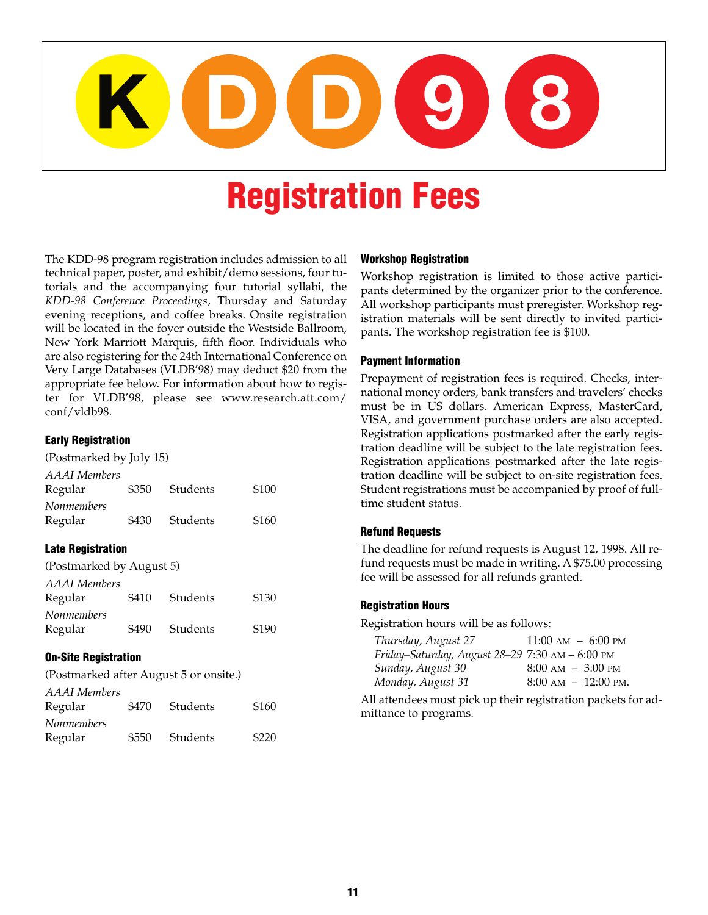# KDD98

## Registration Fees

The KDD-98 program registration includes admission to all technical paper, poster, and exhibit/demo sessions, four tutorials and the accompanying four tutorial syllabi, the *KDD-98 Conference Proceedings,* Thursday and Saturday evening receptions, and coffee breaks. Onsite registration will be located in the foyer outside the Westside Ballroom, New York Marriott Marquis, fifth floor. Individuals who are also registering for the 24th International Conference on Very Large Databases (VLDB'98) may deduct $20 from the appropriate fee below. For information about how to register for VLDB'98, please see www.research.att.com/conf/vldb98.

### Early Registration

(Postmarked by July 15)

| | | | |
|---|---|---|---|
| *AAAI Members* | | | |
| Regular | $350 | Students | $100 |
| *Nonmembers* | | | |
| Regular | $430 | Students | $160 |

### Late Registration

(Postmarked by August 5)

| | | | |
|---|---|---|---|
| *AAAI Members* | | | |
| Regular | $410 | Students | $130 |
| *Nonmembers* | | | |
| Regular | $490 | Students | $190 |

### On-Site Registration

(Postmarked after August 5 or onsite.)

| | | | |
|---|---|---|---|
| *AAAI Members* | | | |
| Regular | $470 | Students | $160 |
| *Nonmembers* | | | |
| Regular | $550 | Students | $220 |

### Workshop Registration

Workshop registration is limited to those active participants determined by the organizer prior to the conference. All workshop participants must preregister. Workshop registration materials will be sent directly to invited participants. The workshop registration fee is $100.

### Payment Information

Prepayment of registration fees is required. Checks, international money orders, bank transfers and travelers' checks must be in US dollars. American Express, MasterCard, VISA, and government purchase orders are also accepted. Registration applications postmarked after the early registration deadline will be subject to the late registration fees. Registration applications postmarked after the late registration deadline will be subject to on-site registration fees. Student registrations must be accompanied by proof of full-time student status.

### Refund Requests

The deadline for refund requests is August 12, 1998. All refund requests must be made in writing. A $75.00 processing fee will be assessed for all refunds granted.

### Registration Hours

Registration hours will be as follows:

| | |
|---|---|
| *Thursday, August 27* | 11:00 AM – 6:00 PM |
| *Friday–Saturday, August 28–29* | 7:30 AM – 6:00 PM |
| *Sunday, August 30* | 8:00 AM – 3:00 PM |
| *Monday, August 31* | 8:00 AM – 12:00 PM. |

All attendees must pick up their registration packets for admittance to programs.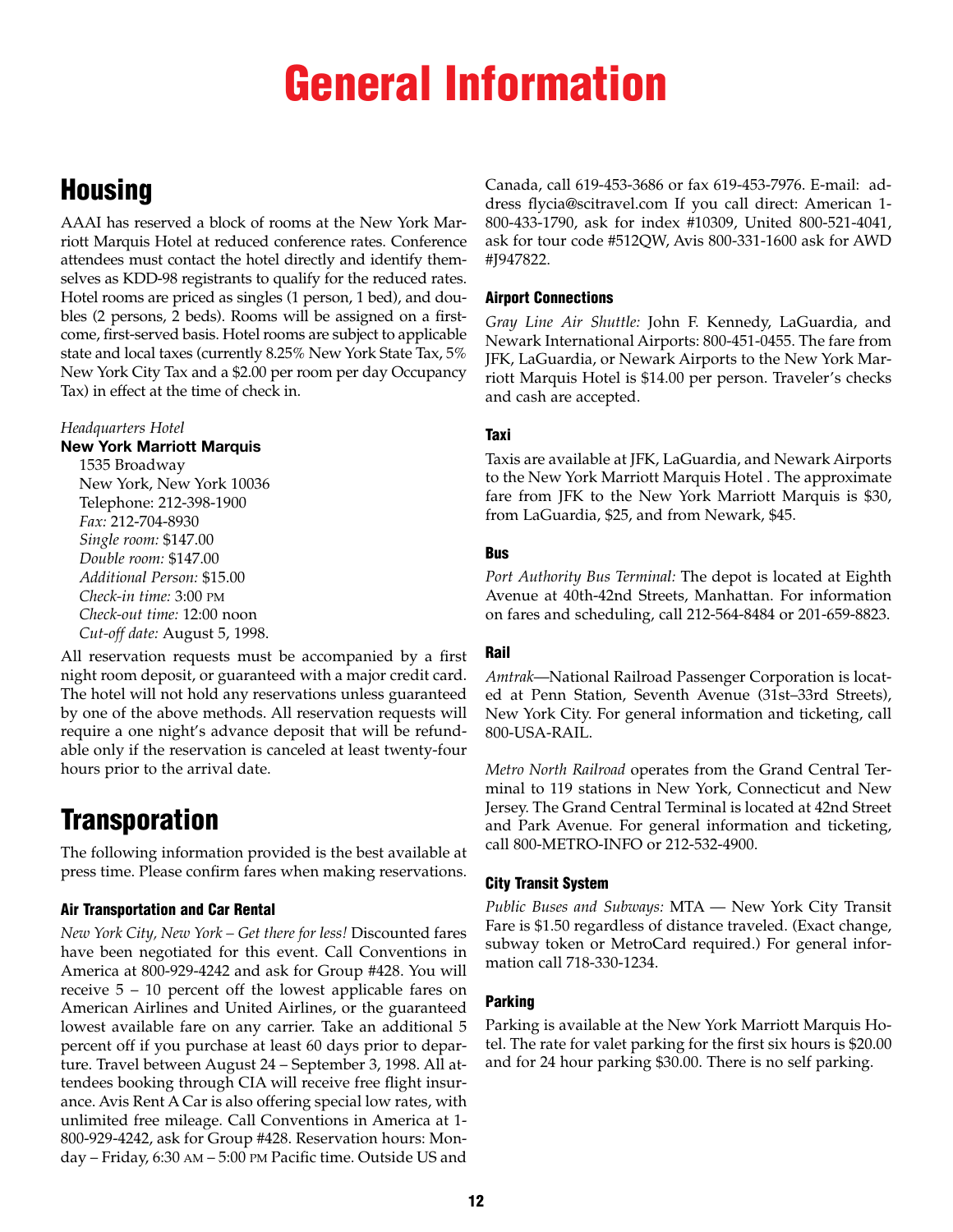# General Information

## Housing

AAAI has reserved a block of rooms at the New York Marriott Marquis Hotel at reduced conference rates. Conference attendees must contact the hotel directly and identify themselves as KDD-98 registrants to qualify for the reduced rates. Hotel rooms are priced as singles (1 person, 1 bed), and doubles (2 persons, 2 beds). Rooms will be assigned on a first-come, first-served basis. Hotel rooms are subject to applicable state and local taxes (currently 8.25% New York State Tax, 5% New York City Tax and a $2.00 per room per day Occupancy Tax) in effect at the time of check in.

*Headquarters Hotel*

**New York Marriott Marquis**

1535 Broadway
New York, New York 10036
Telephone: 212-398-1900
*Fax:* 212-704-8930
*Single room:* $147.00
*Double room:* $147.00
*Additional Person:* $15.00
*Check-in time:* 3:00 PM
*Check-out time:* 12:00 noon
*Cut-off date:* August 5, 1998.

All reservation requests must be accompanied by a first night room deposit, or guaranteed with a major credit card. The hotel will not hold any reservations unless guaranteed by one of the above methods. All reservation requests will require a one night's advance deposit that will be refundable only if the reservation is canceled at least twenty-four hours prior to the arrival date.

## Transporation

The following information provided is the best available at press time. Please confirm fares when making reservations.

### Air Transportation and Car Rental

*New York City, New York – Get there for less!* Discounted fares have been negotiated for this event. Call Conventions in America at 800-929-4242 and ask for Group #428. You will receive 5 – 10 percent off the lowest applicable fares on American Airlines and United Airlines, or the guaranteed lowest available fare on any carrier. Take an additional 5 percent off if you purchase at least 60 days prior to departure. Travel between August 24 – September 3, 1998. All attendees booking through CIA will receive free flight insurance. Avis Rent A Car is also offering special low rates, with unlimited free mileage. Call Conventions in America at 1-800-929-4242, ask for Group #428. Reservation hours: Monday – Friday, 6:30 AM – 5:00 PM Pacific time. Outside US and Canada, call 619-453-3686 or fax 619-453-7976. E-mail: address flycia@scitravel.com If you call direct: American 1-800-433-1790, ask for index #10309, United 800-521-4041, ask for tour code #512QW, Avis 800-331-1600 ask for AWD #J947822.

### Airport Connections

*Gray Line Air Shuttle:* John F. Kennedy, LaGuardia, and Newark International Airports: 800-451-0455. The fare from JFK, LaGuardia, or Newark Airports to the New York Marriott Marquis Hotel is $14.00 per person. Traveler's checks and cash are accepted.

### Taxi

Taxis are available at JFK, LaGuardia, and Newark Airports to the New York Marriott Marquis Hotel . The approximate fare from JFK to the New York Marriott Marquis is $30, from LaGuardia, $25, and from Newark, $45.

### Bus

*Port Authority Bus Terminal:* The depot is located at Eighth Avenue at 40th-42nd Streets, Manhattan. For information on fares and scheduling, call 212-564-8484 or 201-659-8823.

### Rail

*Amtrak*—National Railroad Passenger Corporation is located at Penn Station, Seventh Avenue (31st–33rd Streets), New York City. For general information and ticketing, call 800-USA-RAIL.

*Metro North Railroad* operates from the Grand Central Terminal to 119 stations in New York, Connecticut and New Jersey. The Grand Central Terminal is located at 42nd Street and Park Avenue. For general information and ticketing, call 800-METRO-INFO or 212-532-4900.

### City Transit System

*Public Buses and Subways:* MTA — New York City Transit Fare is $1.50 regardless of distance traveled. (Exact change, subway token or MetroCard required.) For general information call 718-330-1234.

### Parking

Parking is available at the New York Marriott Marquis Hotel. The rate for valet parking for the first six hours is $20.00 and for 24 hour parking $30.00. There is no self parking.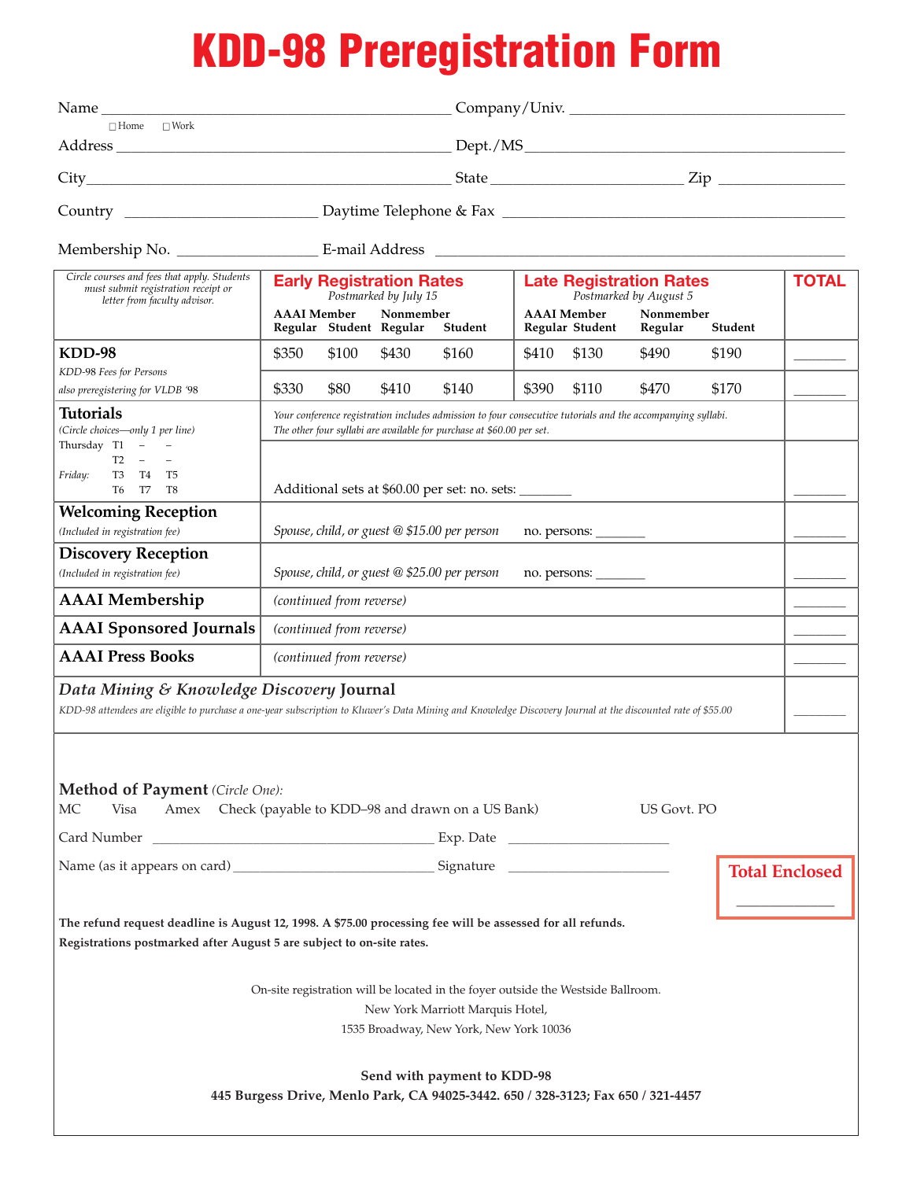# KDD-98 Preregistration Form

Name ______________________________ Company/Univ. ______________________________

☐ Home ☐ Work

Address ______________________________ Dept./MS ______________________________

City ______________________________ State ______________ Zip ______________

Country ______________ Daytime Telephone & Fax ______________________________

Membership No. ______________ E-mail Address ______________________________

| *Circle courses and fees that apply. Students must submit registration receipt or letter from faculty advisor.* | **Early Registration Rates** *Postmarked by July 15* | | | | **Late Registration Rates** *Postmarked by August 5* | | | | **TOTAL** |
|---|---|---|---|---|---|---|---|---|---|
| | **AAAI Member** | | **Nonmember** | | **AAAI Member** | | **Nonmember** | | |
| | **Regular** | **Student** | **Regular** | **Student** | **Regular** | **Student** | **Regular** | **Student** | |
| **KDD-98** | $350 | $100 | $430 | $160 | $410 | $130 | $490 | $190 | _______ |
| *KDD-98 Fees for Persons also preregistering for VLDB '98* | $330 | $80 | $410 | $140 | $390 | $110 | $470 | $170 | _______ |

**Tutorials**
*(Circle choices—only 1 per line)*
Thursday T1 – –
T2 – –
*Friday:* T3 T4 T5
T6 T7 T8

*Your conference registration includes admission to four consecutive tutorials and the accompanying syllabi. The other four syllabi are available for purchase at $60.00 per set.*

Additional sets at $60.00 per set: no. sets: _______ _______

**Welcoming Reception**
*(Included in registration fee)*
*Spouse, child, or guest @ $15.00 per person* no. persons: _______ _______

**Discovery Reception**
*(Included in registration fee)*
*Spouse, child, or guest @ $25.00 per person* no. persons: _______ _______

**AAAI Membership** *(continued from reverse)* _______

**AAAI Sponsored Journals** *(continued from reverse)* _______

**AAAI Press Books** *(continued from reverse)* _______

***Data Mining & Knowledge Discovery* Journal**
*KDD-98 attendees are eligible to purchase a one-year subscription to Kluwer's Data Mining and Knowledge Discovery Journal at the discounted rate of $55.00* _______

**Method of Payment** *(Circle One):*
MC Visa Amex Check (payable to KDD–98 and drawn on a US Bank) US Govt. PO

Card Number ______________________________ Exp. Date ______________

Name (as it appears on card) ______________________ Signature ______________

**Total Enclosed** ______________

**The refund request deadline is August 12, 1998. A $75.00 processing fee will be assessed for all refunds.**
**Registrations postmarked after August 5 are subject to on-site rates.**

On-site registration will be located in the foyer outside the Westside Ballroom.
New York Marriott Marquis Hotel,
1535 Broadway, New York, New York 10036

**Send with payment to KDD-98**
**445 Burgess Drive, Menlo Park, CA 94025-3442. 650 / 328-3123; Fax 650 / 321-4457**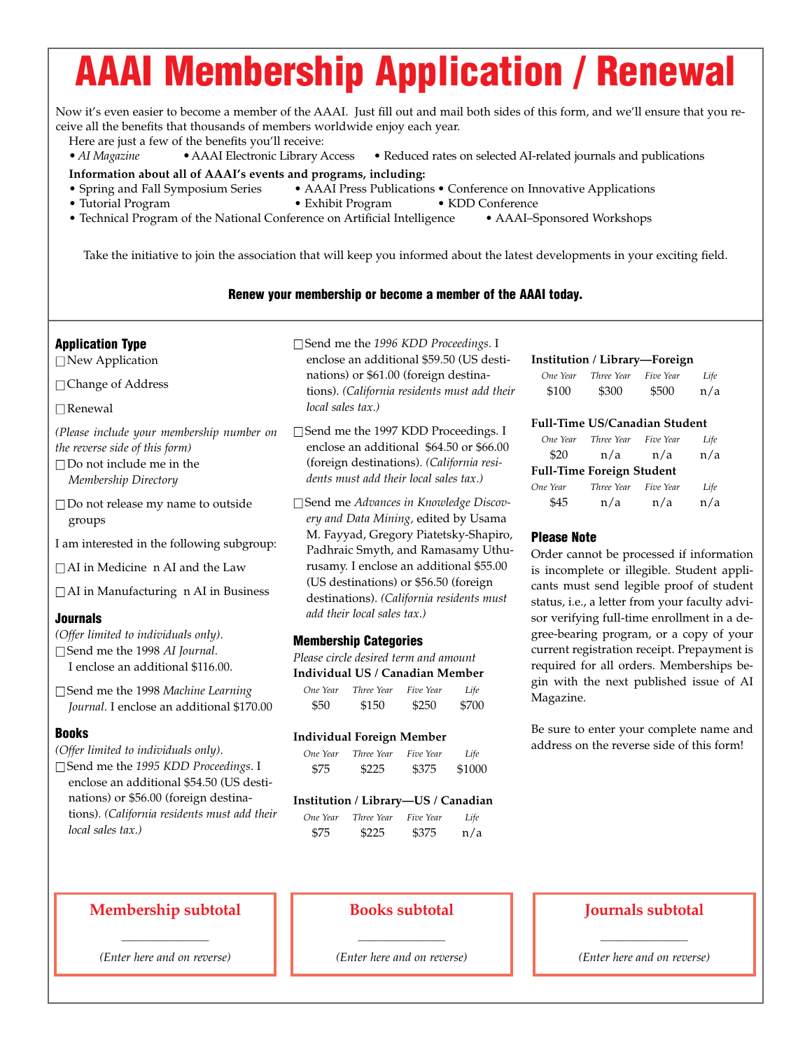# AAAI Membership Application / Renewal

Now it's even easier to become a member of the AAAI. Just fill out and mail both sides of this form, and we'll ensure that you receive all the benefits that thousands of members worldwide enjoy each year.

Here are just a few of the benefits you'll receive:

- *AI Magazine*
- AAAI Electronic Library Access
- Reduced rates on selected AI-related journals and publications

**Information about all of AAAI's events and programs, including:**

- Spring and Fall Symposium Series
- AAAI Press Publications
- Conference on Innovative Applications
- Tutorial Program
- Exhibit Program
- KDD Conference
- Technical Program of the National Conference on Artificial Intelligence
- AAAI–Sponsored Workshops

Take the initiative to join the association that will keep you informed about the latest developments in your exciting field.

**Renew your membership or become a member of the AAAI today.**

## Application Type

☐ New Application

☐ Change of Address

☐ Renewal

*(Please include your membership number on the reverse side of this form)*

☐ Do not include me in the *Membership Directory*

☐ Do not release my name to outside groups

I am interested in the following subgroup:

☐ AI in Medicine n AI and the Law

☐ AI in Manufacturing n AI in Business

## Journals

*(Offer limited to individuals only).*

☐ Send me the 1998 *AI Journal.* I enclose an additional $116.00.

☐ Send me the 1998 *Machine Learning Journal.* I enclose an additional $170.00

## Books

*(Offer limited to individuals only).*

☐ Send me the *1995 KDD Proceedings*. I enclose an additional $54.50 (US destinations) or $56.00 (foreign destinations). *(California residents must add their local sales tax.)*

☐ Send me the *1996 KDD Proceedings.* I enclose an additional $59.50 (US destinations) or $61.00 (foreign destinations). *(California residents must add their local sales tax.)*

☐ Send me the 1997 KDD Proceedings. I enclose an additional $64.50 or $66.00 (foreign destinations). *(California residents must add their local sales tax.)*

☐ Send me *Advances in Knowledge Discovery and Data Mining*, edited by Usama M. Fayyad, Gregory Piatetsky-Shapiro, Padhraic Smyth, and Ramasamy Uthurusamy. I enclose an additional $55.00 (US destinations) or $56.50 (foreign destinations). *(California residents must add their local sales tax.)*

## Membership Categories

*Please circle desired term and amount*

**Individual US / Canadian Member**

| One Year | Three Year | Five Year | Life |
|---|---|---|---|
| $50 | $150 | $250 | $700 |

**Individual Foreign Member**

| One Year | Three Year | Five Year | Life |
|---|---|---|---|
| $75 | $225 | $375 | $1000 |

**Institution / Library—US / Canadian**

| One Year | Three Year | Five Year | Life |
|---|---|---|---|
| $75 | $225 | $375 | n/a |

**Institution / Library—Foreign**

| One Year | Three Year | Five Year | Life |
|---|---|---|---|
| $100 | $300 | $500 | n/a |

**Full-Time US/Canadian Student**

| One Year | Three Year | Five Year | Life |
|---|---|---|---|
| $20 | n/a | n/a | n/a |

**Full-Time Foreign Student**

| One Year | Three Year | Five Year | Life |
|---|---|---|---|
| $45 | n/a | n/a | n/a |

## Please Note

Order cannot be processed if information is incomplete or illegible. Student applicants must send legible proof of student status, i.e., a letter from your faculty advisor verifying full-time enrollment in a degree-bearing program, or a copy of your current registration receipt. Prepayment is required for all orders. Memberships begin with the next published issue of AI Magazine.

Be sure to enter your complete name and address on the reverse side of this form!

**Membership subtotal**

_____________

*(Enter here and on reverse)*

**Books subtotal**

_____________

*(Enter here and on reverse)*

**Journals subtotal**

_____________

*(Enter here and on reverse)*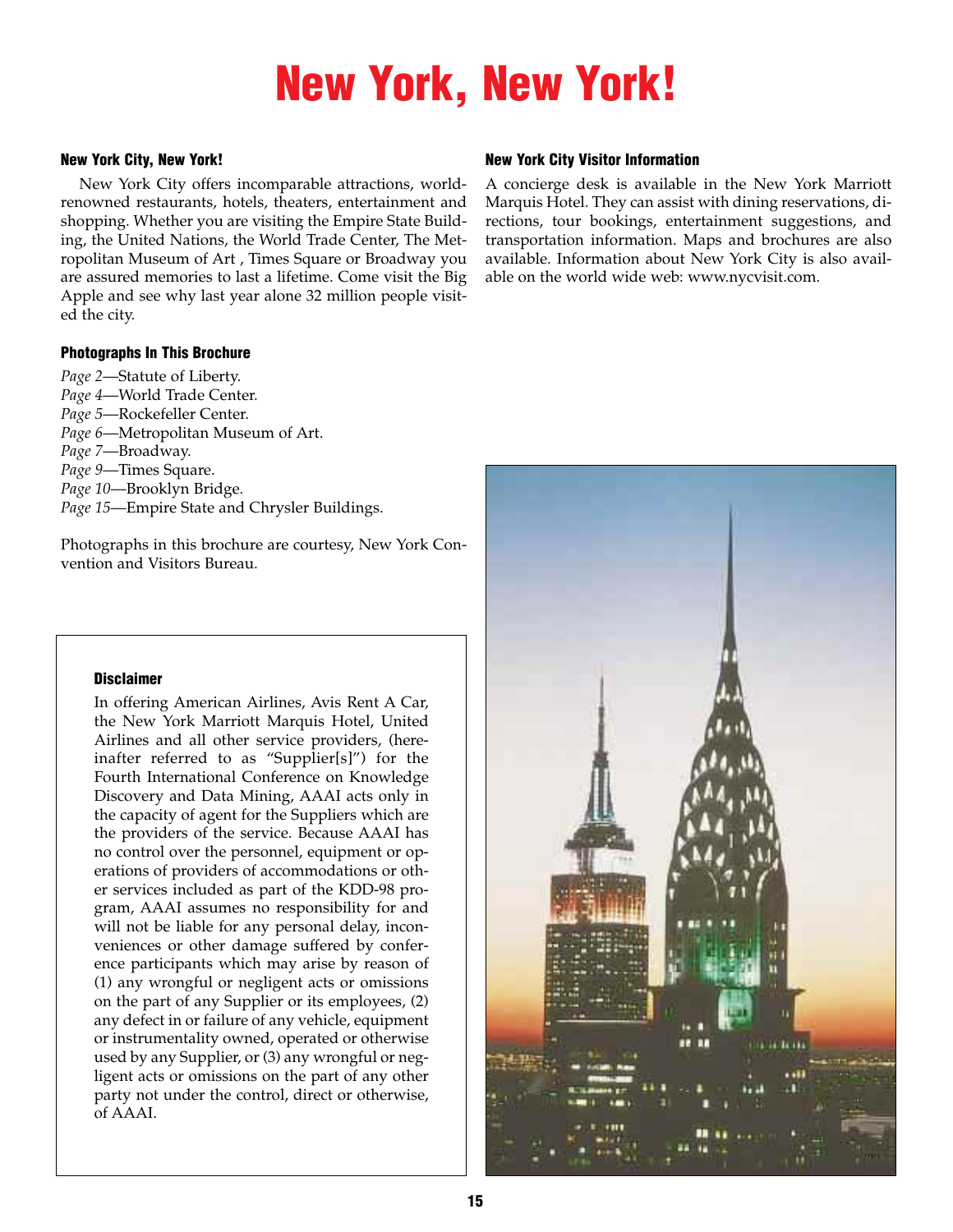# New York, New York!

### New York City, New York!

New York City offers incomparable attractions, world-renowned restaurants, hotels, theaters, entertainment and shopping. Whether you are visiting the Empire State Building, the United Nations, the World Trade Center, The Metropolitan Museum of Art , Times Square or Broadway you are assured memories to last a lifetime. Come visit the Big Apple and see why last year alone 32 million people visited the city.

### Photographs In This Brochure

*Page 2*—Statute of Liberty.
*Page 4*—World Trade Center.
*Page 5*—Rockefeller Center.
*Page 6*—Metropolitan Museum of Art.
*Page 7*—Broadway.
*Page 9*—Times Square.
*Page 10*—Brooklyn Bridge.
*Page 15*—Empire State and Chrysler Buildings.

Photographs in this brochure are courtesy, New York Convention and Visitors Bureau.

### Disclaimer

In offering American Airlines, Avis Rent A Car, the New York Marriott Marquis Hotel, United Airlines and all other service providers, (hereinafter referred to as "Supplier[s]") for the Fourth International Conference on Knowledge Discovery and Data Mining, AAAI acts only in the capacity of agent for the Suppliers which are the providers of the service. Because AAAI has no control over the personnel, equipment or operations of providers of accommodations or other services included as part of the KDD-98 program, AAAI assumes no responsibility for and will not be liable for any personal delay, inconveniences or other damage suffered by conference participants which may arise by reason of (1) any wrongful or negligent acts or omissions on the part of any Supplier or its employees, (2) any defect in or failure of any vehicle, equipment or instrumentality owned, operated or otherwise used by any Supplier, or (3) any wrongful or negligent acts or omissions on the part of any other party not under the control, direct or otherwise, of AAAI.

### New York City Visitor Information

A concierge desk is available in the New York Marriott Marquis Hotel. They can assist with dining reservations, directions, tour bookings, entertainment suggestions, and transportation information. Maps and brochures are also available. Information about New York City is also available on the world wide web: www.nycvisit.com.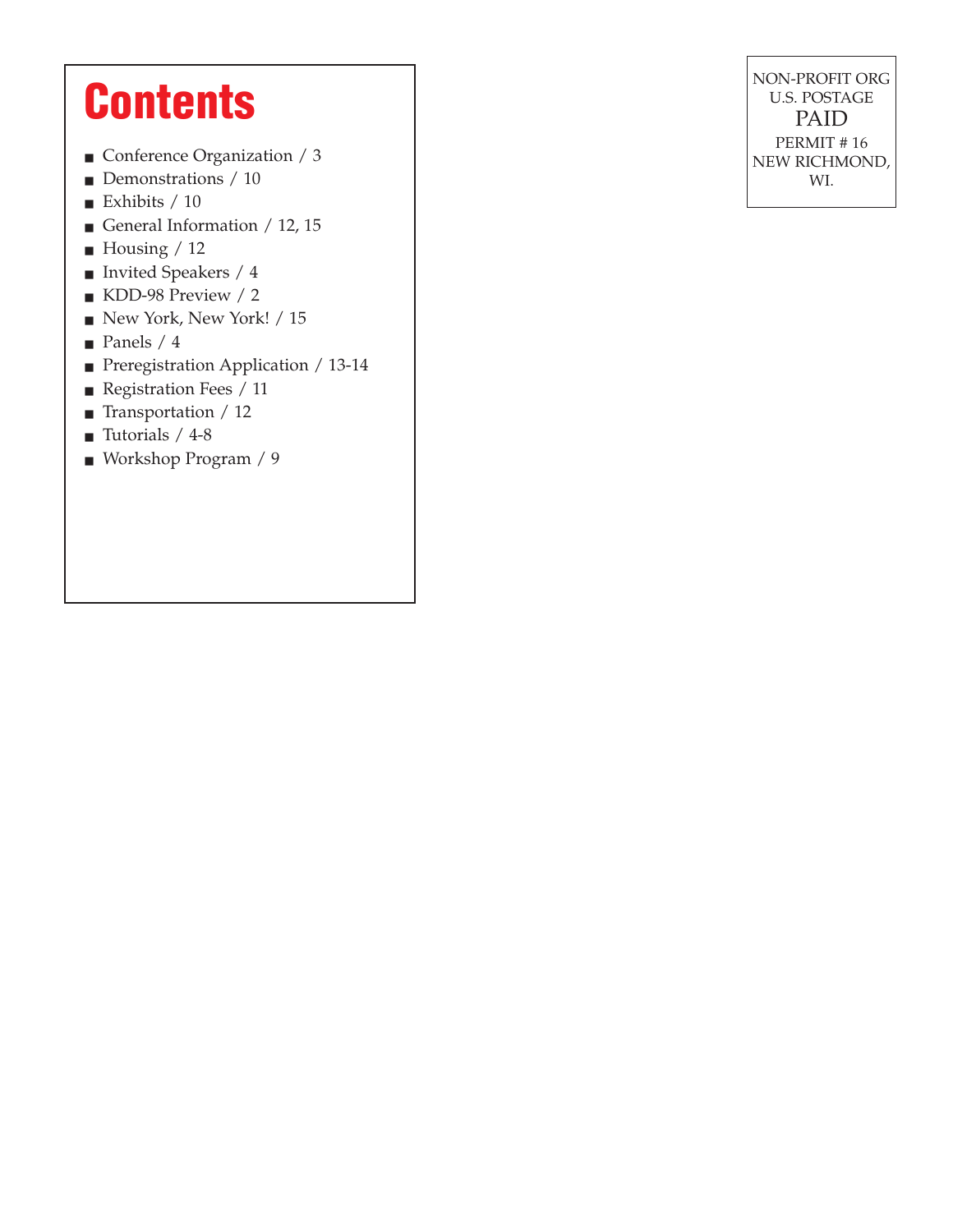# Contents

- Conference Organization / 3
- Demonstrations / 10
- Exhibits / 10
- General Information / 12, 15
- Housing / 12
- Invited Speakers / 4
- KDD-98 Preview / 2
- New York, New York! / 15
- Panels / 4
- Preregistration Application / 13-14
- Registration Fees / 11
- Transportation / 12
- Tutorials / 4-8
- Workshop Program / 9

NON-PROFIT ORG
U.S. POSTAGE
PAID
PERMIT # 16
NEW RICHMOND,
WI.